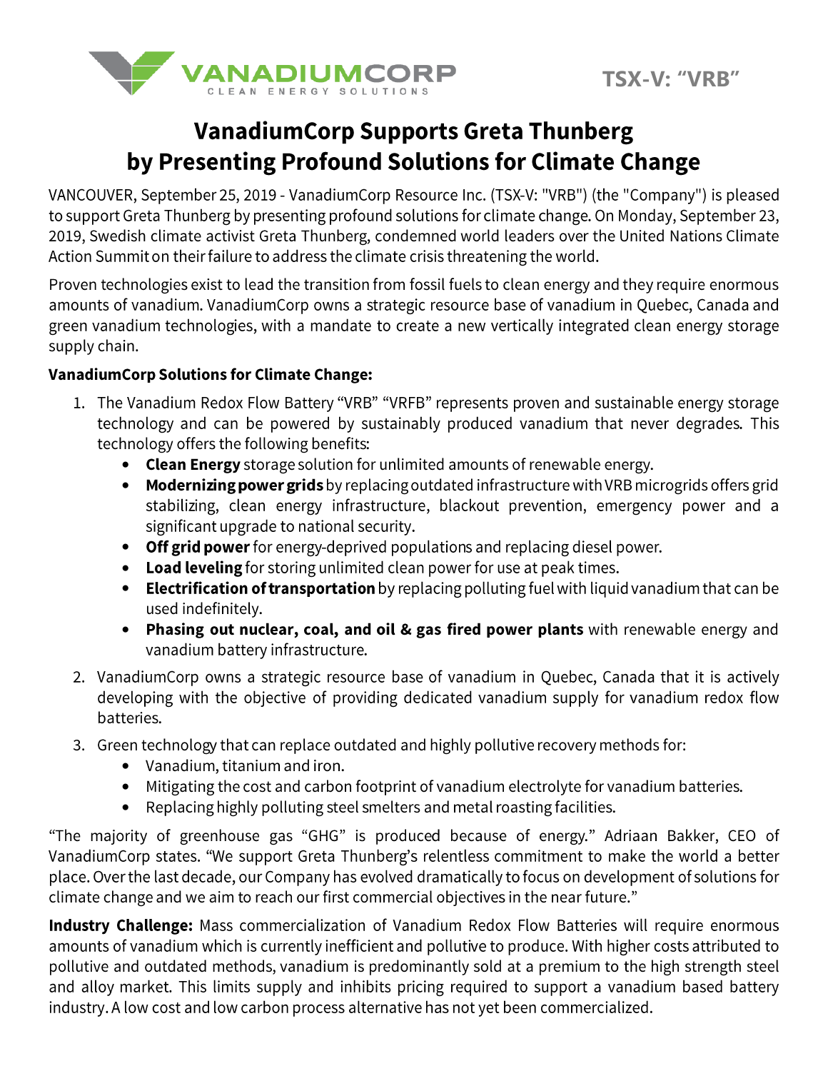VANADIUMCORP
CLEAN ENERGY SOLUTIONS

TSX-V: "VRB"

# VanadiumCorp Supports Greta Thunberg by Presenting Profound Solutions for Climate Change

VANCOUVER, September 25, 2019 - VanadiumCorp Resource Inc. (TSX-V: "VRB") (the "Company") is pleased to support Greta Thunberg by presenting profound solutions for climate change. On Monday, September 23, 2019, Swedish climate activist Greta Thunberg, condemned world leaders over the United Nations Climate Action Summit on their failure to address the climate crisis threatening the world.

Proven technologies exist to lead the transition from fossil fuels to clean energy and they require enormous amounts of vanadium. VanadiumCorp owns a strategic resource base of vanadium in Quebec, Canada and green vanadium technologies, with a mandate to create a new vertically integrated clean energy storage supply chain.

**VanadiumCorp Solutions for Climate Change:**

1. The Vanadium Redox Flow Battery "VRB" "VRFB" represents proven and sustainable energy storage technology and can be powered by sustainably produced vanadium that never degrades. This technology offers the following benefits:
   - **Clean Energy** storage solution for unlimited amounts of renewable energy.
   - **Modernizing power grids** by replacing outdated infrastructure with VRB microgrids offers grid stabilizing, clean energy infrastructure, blackout prevention, emergency power and a significant upgrade to national security.
   - **Off grid power** for energy-deprived populations and replacing diesel power.
   - **Load leveling** for storing unlimited clean power for use at peak times.
   - **Electrification of transportation** by replacing polluting fuel with liquid vanadium that can be used indefinitely.
   - **Phasing out nuclear, coal, and oil & gas fired power plants** with renewable energy and vanadium battery infrastructure.
2. VanadiumCorp owns a strategic resource base of vanadium in Quebec, Canada that it is actively developing with the objective of providing dedicated vanadium supply for vanadium redox flow batteries.
3. Green technology that can replace outdated and highly pollutive recovery methods for:
   - Vanadium, titanium and iron.
   - Mitigating the cost and carbon footprint of vanadium electrolyte for vanadium batteries.
   - Replacing highly polluting steel smelters and metal roasting facilities.

"The majority of greenhouse gas "GHG" is produced because of energy." Adriaan Bakker, CEO of VanadiumCorp states. "We support Greta Thunberg's relentless commitment to make the world a better place. Over the last decade, our Company has evolved dramatically to focus on development of solutions for climate change and we aim to reach our first commercial objectives in the near future."

**Industry Challenge:** Mass commercialization of Vanadium Redox Flow Batteries will require enormous amounts of vanadium which is currently inefficient and pollutive to produce. With higher costs attributed to pollutive and outdated methods, vanadium is predominantly sold at a premium to the high strength steel and alloy market. This limits supply and inhibits pricing required to support a vanadium based battery industry. A low cost and low carbon process alternative has not yet been commercialized.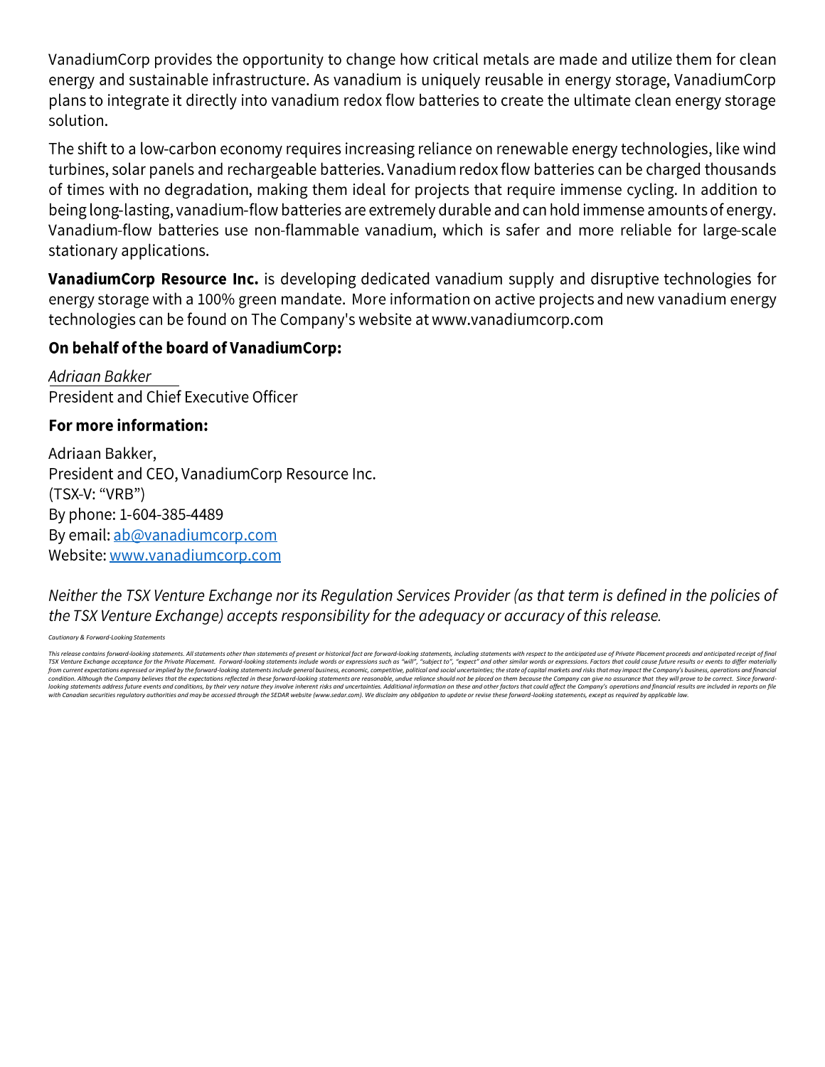VanadiumCorp provides the opportunity to change how critical metals are made and utilize them for clean energy and sustainable infrastructure. As vanadium is uniquely reusable in energy storage, VanadiumCorp plans to integrate it directly into vanadium redox flow batteries to create the ultimate clean energy storage solution.

The shift to a low-carbon economy requires increasing reliance on renewable energy technologies, like wind turbines, solar panels and rechargeable batteries. Vanadium redox flow batteries can be charged thousands of times with no degradation, making them ideal for projects that require immense cycling. In addition to being long-lasting, vanadium-flow batteries are extremely durable and can hold immense amounts of energy. Vanadium-flow batteries use non-flammable vanadium, which is safer and more reliable for large-scale stationary applications.

**VanadiumCorp Resource Inc.** is developing dedicated vanadium supply and disruptive technologies for energy storage with a 100% green mandate. More information on active projects and new vanadium energy technologies can be found on The Company's website at www.vanadiumcorp.com

**On behalf of the board of VanadiumCorp:**

*Adriaan Bakker*
President and Chief Executive Officer

**For more information:**

Adriaan Bakker,
President and CEO, VanadiumCorp Resource Inc.
(TSX-V: "VRB")
By phone: 1-604-385-4489
By email: ab@vanadiumcorp.com
Website: www.vanadiumcorp.com

*Neither the TSX Venture Exchange nor its Regulation Services Provider (as that term is defined in the policies of the TSX Venture Exchange) accepts responsibility for the adequacy or accuracy of this release.*

*Cautionary & Forward-Looking Statements*

*This release contains forward-looking statements. All statements other than statements of present or historical fact are forward-looking statements, including statements with respect to the anticipated use of Private Placement proceeds and anticipated receipt of final TSX Venture Exchange acceptance for the Private Placement. Forward-looking statements include words or expressions such as "will", "subject to", "expect" and other similar words or expressions. Factors that could cause future results or events to differ materially from current expectations expressed or implied by the forward-looking statements include general business, economic, competitive, political and social uncertainties; the state of capital markets and risks that may impact the Company's business, operations and financial condition. Although the Company believes that the expectations reflected in these forward-looking statements are reasonable, undue reliance should not be placed on them because the Company can give no assurance that they will prove to be correct. Since forward-looking statements address future events and conditions, by their very nature they involve inherent risks and uncertainties. Additional information on these and other factors that could affect the Company's operations and financial results are included in reports on file with Canadian securities regulatory authorities and may be accessed through the SEDAR website (www.sedar.com). We disclaim any obligation to update or revise these forward-looking statements, except as required by applicable law.*